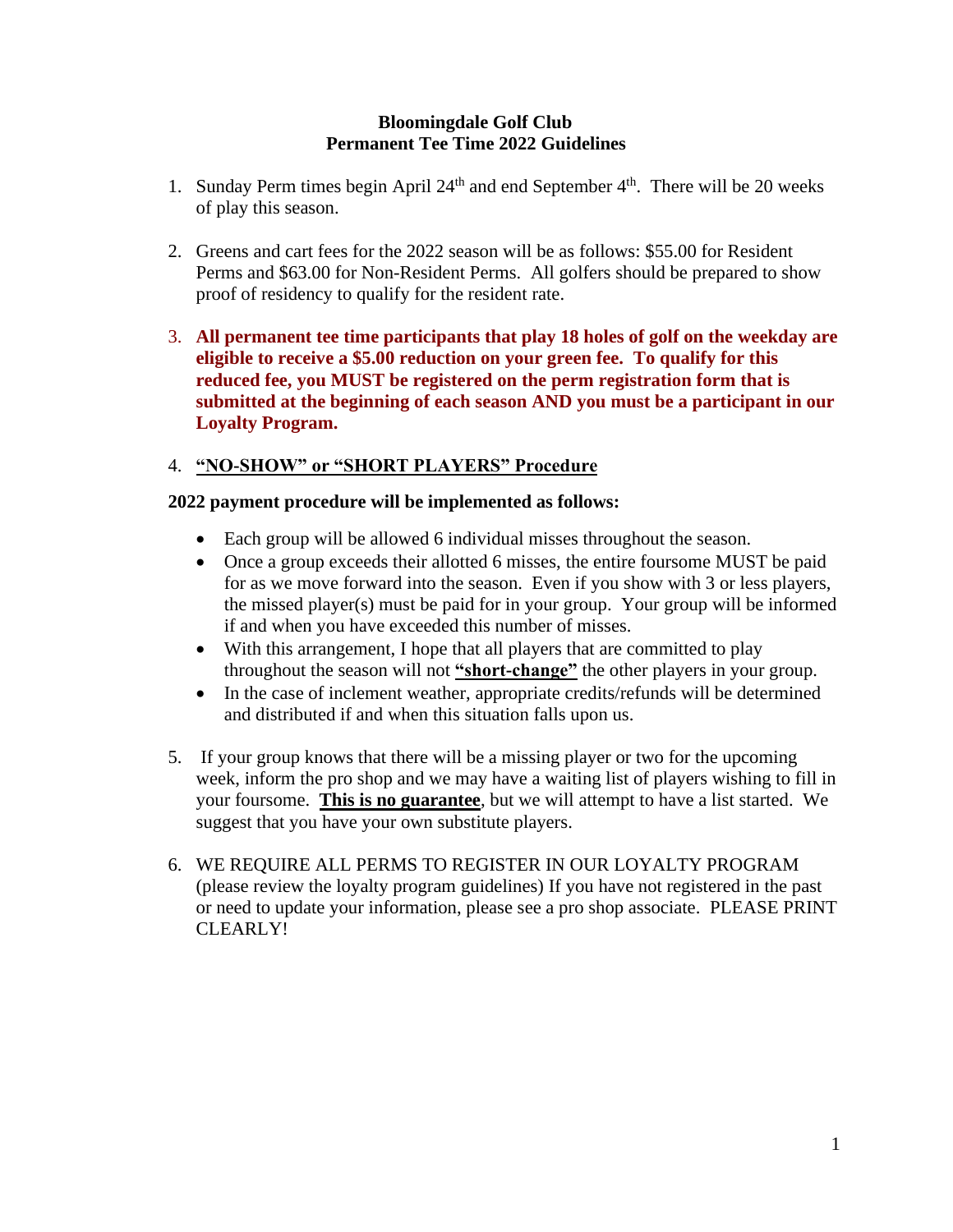**Bloomingdale Golf Club**
**Permanent Tee Time 2022 Guidelines**

1. Sunday Perm times begin April 24th and end September 4th. There will be 20 weeks of play this season.

2. Greens and cart fees for the 2022 season will be as follows: $55.00 for Resident Perms and $63.00 for Non-Resident Perms. All golfers should be prepared to show proof of residency to qualify for the resident rate.

3. **All permanent tee time participants that play 18 holes of golf on the weekday are eligible to receive a $5.00 reduction on your green fee. To qualify for this reduced fee, you MUST be registered on the perm registration form that is submitted at the beginning of each season AND you must be a participant in our Loyalty Program.**

4. **"NO-SHOW" or "SHORT PLAYERS" Procedure**

**2022 payment procedure will be implemented as follows:**

- Each group will be allowed 6 individual misses throughout the season.
- Once a group exceeds their allotted 6 misses, the entire foursome MUST be paid for as we move forward into the season. Even if you show with 3 or less players, the missed player(s) must be paid for in your group. Your group will be informed if and when you have exceeded this number of misses.
- With this arrangement, I hope that all players that are committed to play throughout the season will not **"short-change"** the other players in your group.
- In the case of inclement weather, appropriate credits/refunds will be determined and distributed if and when this situation falls upon us.

5. If your group knows that there will be a missing player or two for the upcoming week, inform the pro shop and we may have a waiting list of players wishing to fill in your foursome. **This is no guarantee**, but we will attempt to have a list started. We suggest that you have your own substitute players.

6. WE REQUIRE ALL PERMS TO REGISTER IN OUR LOYALTY PROGRAM (please review the loyalty program guidelines) If you have not registered in the past or need to update your information, please see a pro shop associate. PLEASE PRINT CLEARLY!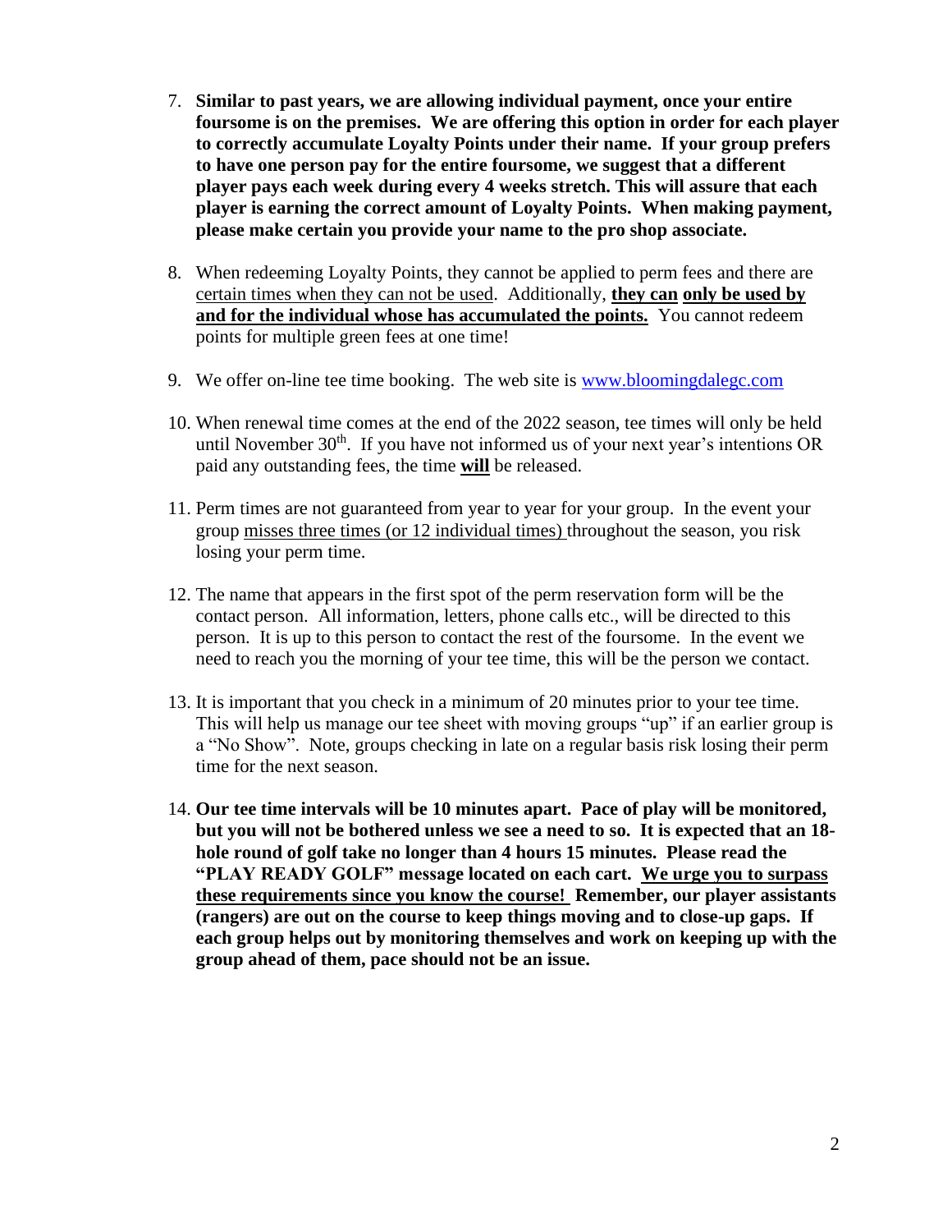7. **Similar to past years, we are allowing individual payment, once your entire foursome is on the premises. We are offering this option in order for each player to correctly accumulate Loyalty Points under their name. If your group prefers to have one person pay for the entire foursome, we suggest that a different player pays each week during every 4 weeks stretch. This will assure that each player is earning the correct amount of Loyalty Points. When making payment, please make certain you provide your name to the pro shop associate.**

8. When redeeming Loyalty Points, they cannot be applied to perm fees and there are <u>certain times when they can not be used</u>. Additionally, <u>**they can**</u> <u>**only be used by and for the individual whose has accumulated the points.**</u> You cannot redeem points for multiple green fees at one time!

9. We offer on-line tee time booking. The web site is [www.bloomingdalegc.com](http://www.bloomingdalegc.com)

10. When renewal time comes at the end of the 2022 season, tee times will only be held until November 30th. If you have not informed us of your next year's intentions OR paid any outstanding fees, the time <u>**will**</u> be released.

11. Perm times are not guaranteed from year to year for your group. In the event your group <u>misses three times (or 12 individual times)</u> throughout the season, you risk losing your perm time.

12. The name that appears in the first spot of the perm reservation form will be the contact person. All information, letters, phone calls etc., will be directed to this person. It is up to this person to contact the rest of the foursome. In the event we need to reach you the morning of your tee time, this will be the person we contact.

13. It is important that you check in a minimum of 20 minutes prior to your tee time. This will help us manage our tee sheet with moving groups "up" if an earlier group is a "No Show". Note, groups checking in late on a regular basis risk losing their perm time for the next season.

14. **Our tee time intervals will be 10 minutes apart. Pace of play will be monitored, but you will not be bothered unless we see a need to so. It is expected that an 18-hole round of golf take no longer than 4 hours 15 minutes. Please read the "PLAY READY GOLF" message located on each cart. <u>We urge you to surpass these requirements since you know the course!</u> Remember, our player assistants (rangers) are out on the course to keep things moving and to close-up gaps. If each group helps out by monitoring themselves and work on keeping up with the group ahead of them, pace should not be an issue.**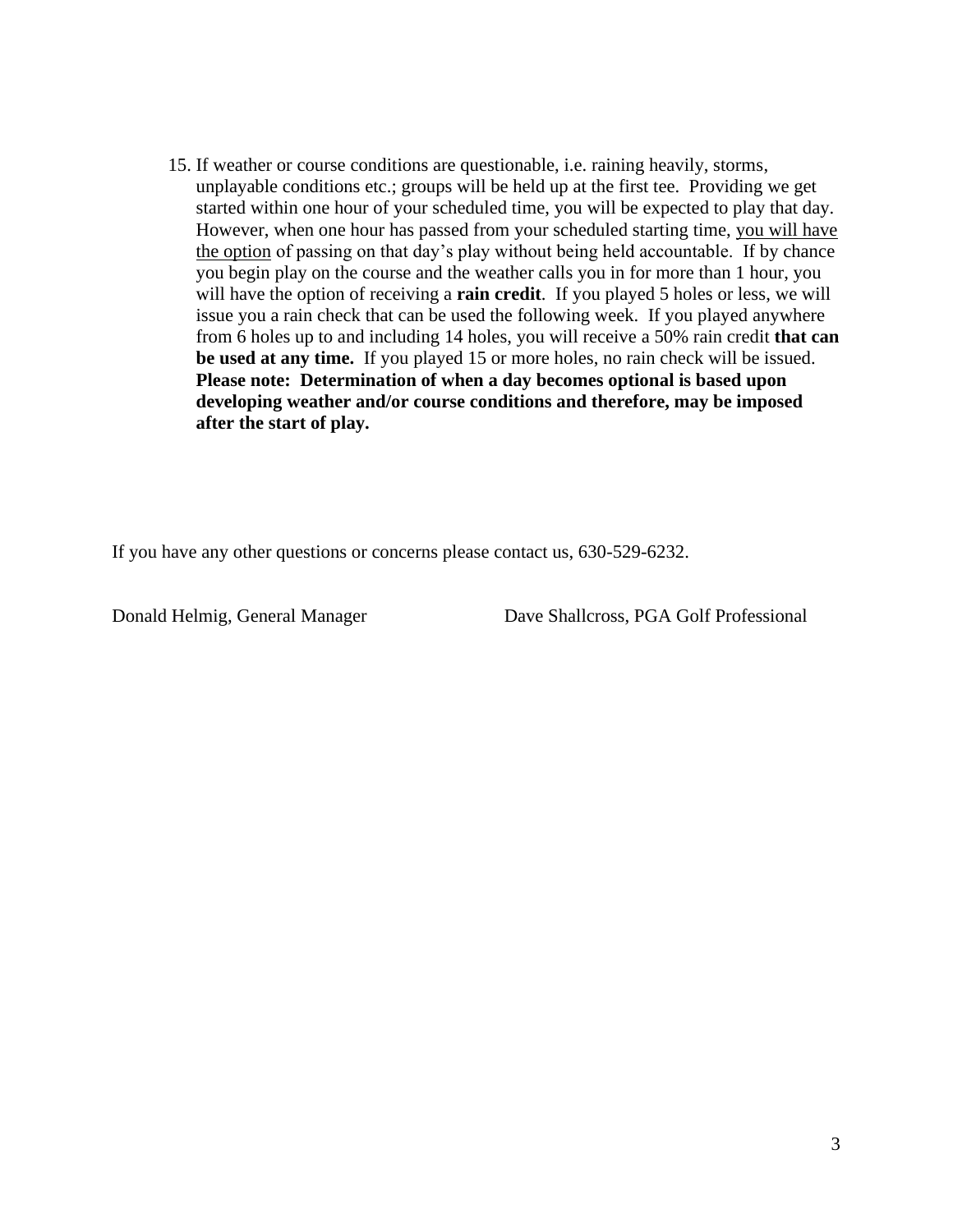15. If weather or course conditions are questionable, i.e. raining heavily, storms, unplayable conditions etc.; groups will be held up at the first tee. Providing we get started within one hour of your scheduled time, you will be expected to play that day. However, when one hour has passed from your scheduled starting time, <u>you will have the option</u> of passing on that day's play without being held accountable. If by chance you begin play on the course and the weather calls you in for more than 1 hour, you will have the option of receiving a **rain credit**. If you played 5 holes or less, we will issue you a rain check that can be used the following week. If you played anywhere from 6 holes up to and including 14 holes, you will receive a 50% rain credit **that can be used at any time.** If you played 15 or more holes, no rain check will be issued. **Please note: Determination of when a day becomes optional is based upon developing weather and/or course conditions and therefore, may be imposed after the start of play.**

If you have any other questions or concerns please contact us, 630-529-6232.

Donald Helmig, General Manager

Dave Shallcross, PGA Golf Professional